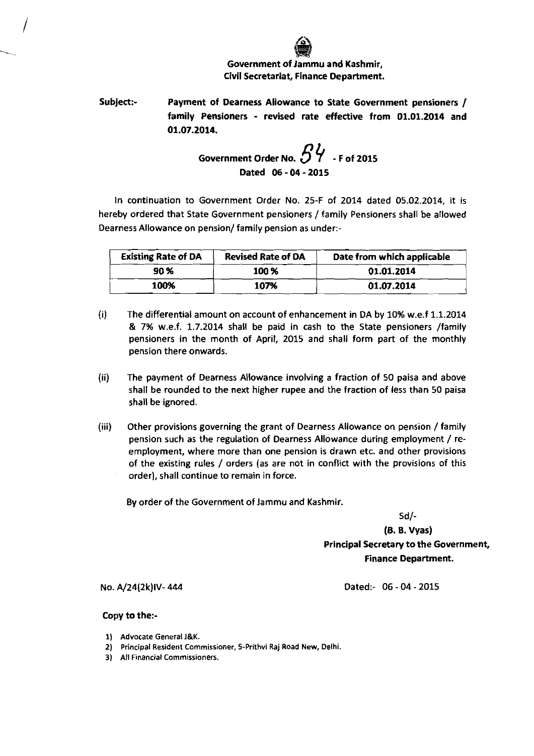**Government of Jammu and Kashmir,**
**Civil Secretariat, Finance Department.**

**Subject:-** **Payment of Dearness Allowance to State Government pensioners / family Pensioners - revised rate effective from 01.01.2014 and 01.07.2014.**

**Government Order No. 84 - F of 2015**
**Dated 06 - 04 - 2015**

In continuation to Government Order No. 25-F of 2014 dated 05.02.2014, it is hereby ordered that State Government pensioners / family Pensioners shall be allowed Dearness Allowance on pension/ family pension as under:-

| Existing Rate of DA | Revised Rate of DA | Date from which applicable |
|---|---|---|
| 90 % | 100 % | 01.01.2014 |
| 100% | 107% | 01.07.2014 |

(i) The differential amount on account of enhancement in DA by 10% w.e.f 1.1.2014 & 7% w.e.f. 1.7.2014 shall be paid in cash to the State pensioners /family pensioners in the month of April, 2015 and shall form part of the monthly pension there onwards.

(ii) The payment of Dearness Allowance involving a fraction of 50 paisa and above shall be rounded to the next higher rupee and the fraction of less than 50 paisa shall be ignored.

(iii) Other provisions governing the grant of Dearness Allowance on pension / family pension such as the regulation of Dearness Allowance during employment / re-employment, where more than one pension is drawn etc. and other provisions of the existing rules / orders (as are not in conflict with the provisions of this order), shall continue to remain in force.

By order of the Government of Jammu and Kashmir.

Sd/-
**(B. B. Vyas)**
**Principal Secretary to the Government,**
**Finance Department.**

No. A/24(2k)IV- 444 Dated:- 06 - 04 - 2015

**Copy to the:-**

1) Advocate General J&K.
2) Principal Resident Commissioner, 5-Prithvi Raj Road New, Delhi.
3) All Financial Commissioners.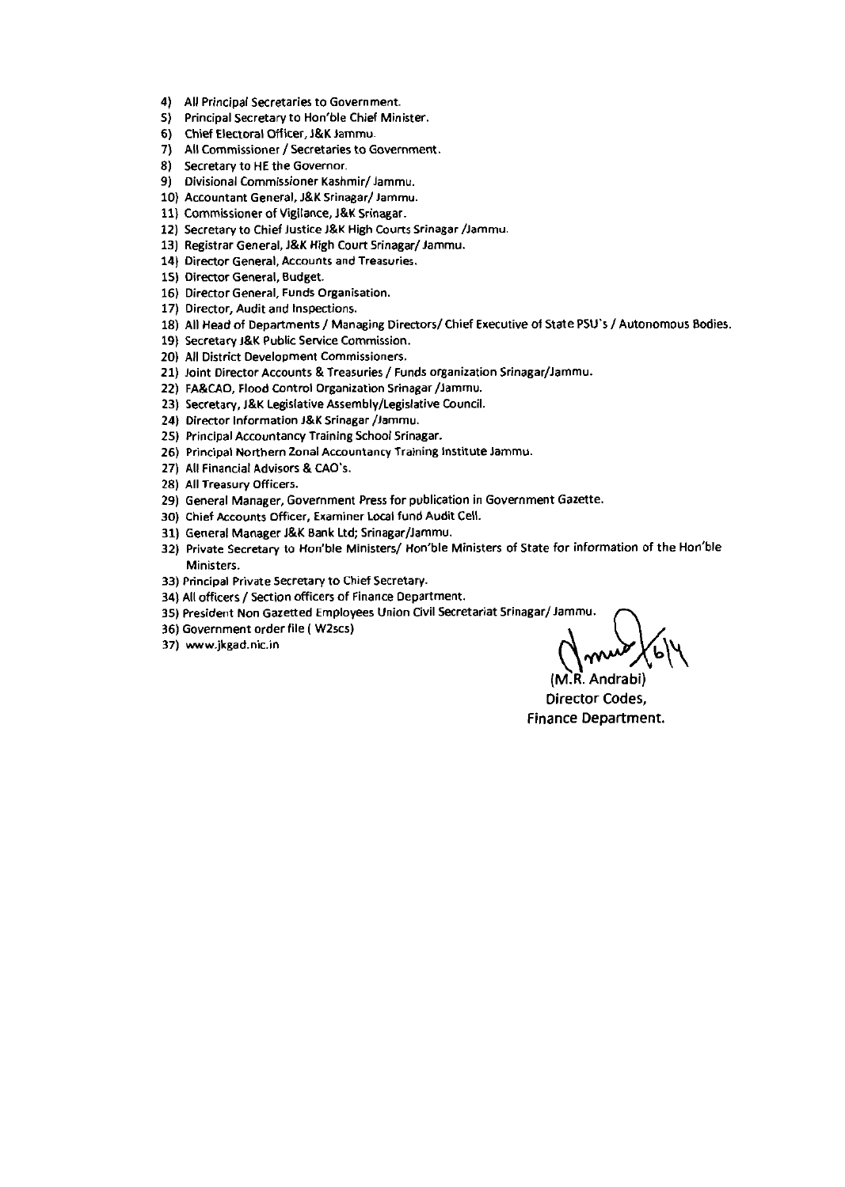4) All Principal Secretaries to Government.
5) Principal Secretary to Hon'ble Chief Minister.
6) Chief Electoral Officer, J&K Jammu.
7) All Commissioner / Secretaries to Government.
8) Secretary to HE the Governor.
9) Divisional Commissioner Kashmir/ Jammu.
10) Accountant General, J&K Srinagar/ Jammu.
11) Commissioner of Vigilance, J&K Srinagar.
12) Secretary to Chief Justice J&K High Courts Srinagar /Jammu.
13) Registrar General, J&K High Court Srinagar/ Jammu.
14) Director General, Accounts and Treasuries.
15) Director General, Budget.
16) Director General, Funds Organisation.
17) Director, Audit and Inspections.
18) All Head of Departments / Managing Directors/ Chief Executive of State PSU's / Autonomous Bodies.
19) Secretary J&K Public Service Commission.
20) All District Development Commissioners.
21) Joint Director Accounts & Treasuries / Funds organization Srinagar/Jammu.
22) FA&CAO, Flood Control Organization Srinagar /Jammu.
23) Secretary, J&K Legislative Assembly/Legislative Council.
24) Director Information J&K Srinagar /Jammu.
25) Principal Accountancy Training School Srinagar.
26) Principal Northern Zonal Accountancy Training Institute Jammu.
27) All Financial Advisors & CAO's.
28) All Treasury Officers.
29) General Manager, Government Press for publication in Government Gazette.
30) Chief Accounts Officer, Examiner Local fund Audit Cell.
31) General Manager J&K Bank Ltd; Srinagar/Jammu.
32) Private Secretary to Hon'ble Ministers/ Hon'ble Ministers of State for information of the Hon'ble Ministers.
33) Principal Private Secretary to Chief Secretary.
34) All officers / Section officers of Finance Department.
35) President Non Gazetted Employees Union Civil Secretariat Srinagar/ Jammu.
36) Government order file ( W2scs)
37) www.jkgad.nic.in

(M.R. Andrabi)
Director Codes,
Finance Department.